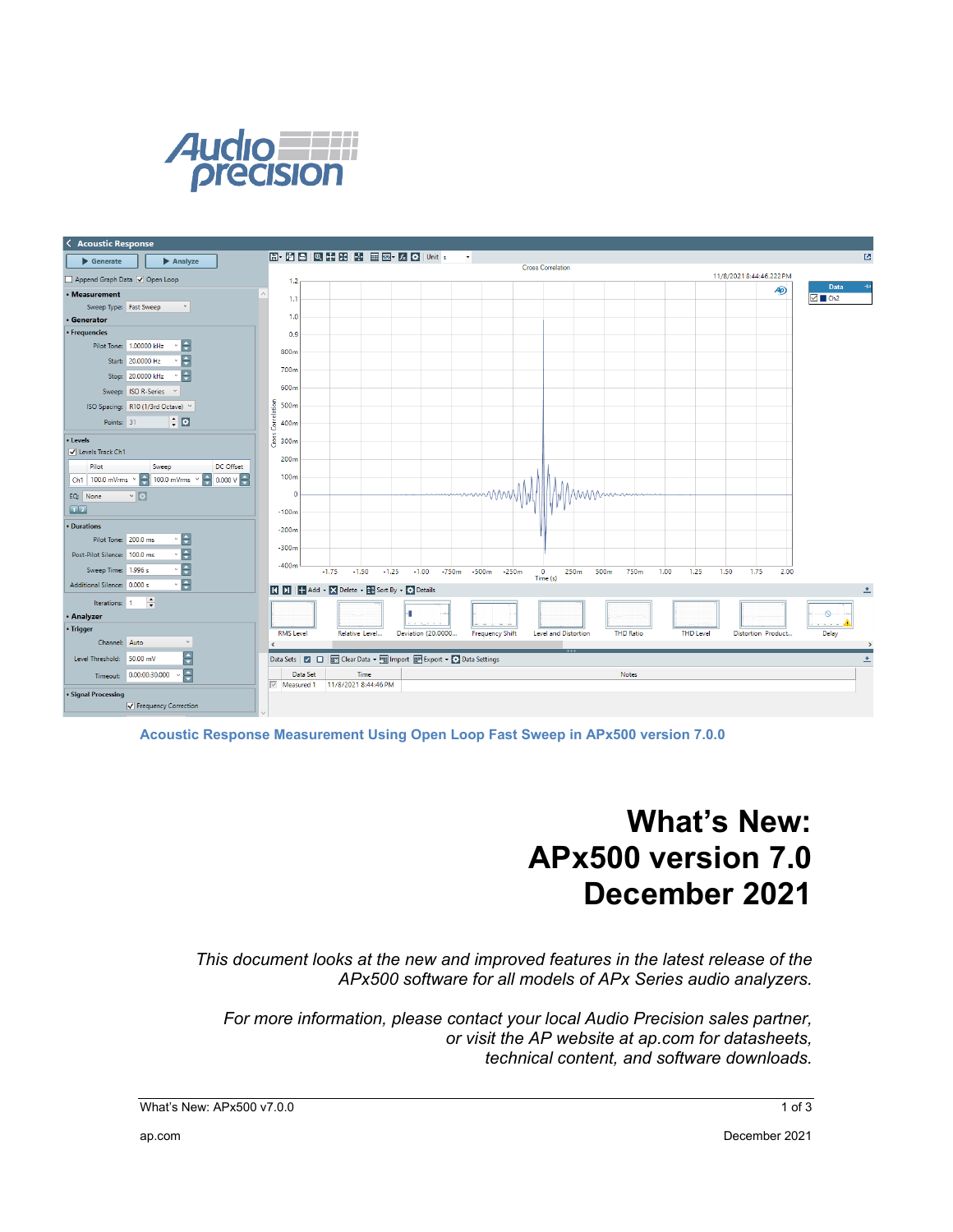Acoustic Response Measurement Using Open Loop Fast Sweep in APx500 version 7.0.0

# What's New: APx500 version 7.0 December 2021

*This document looks at the new and improved features in the latest release of the APx500 software for all models of APx Series audio analyzers.*

*For more information, please contact your local Audio Precision sales partner, or visit the AP website at ap.com for datasheets, technical content, and software downloads.*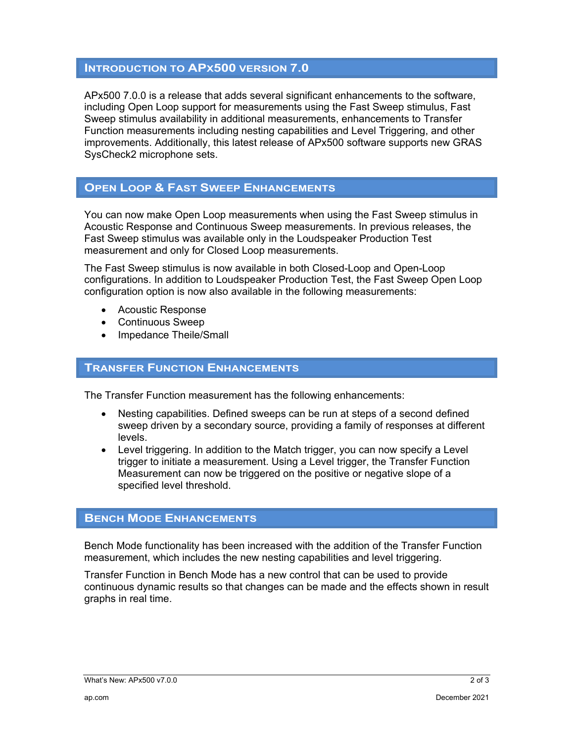## Introduction to APx500 version 7.0

APx500 7.0.0 is a release that adds several significant enhancements to the software, including Open Loop support for measurements using the Fast Sweep stimulus, Fast Sweep stimulus availability in additional measurements, enhancements to Transfer Function measurements including nesting capabilities and Level Triggering, and other improvements. Additionally, this latest release of APx500 software supports new GRAS SysCheck2 microphone sets.

## Open Loop & Fast Sweep Enhancements

You can now make Open Loop measurements when using the Fast Sweep stimulus in Acoustic Response and Continuous Sweep measurements. In previous releases, the Fast Sweep stimulus was available only in the Loudspeaker Production Test measurement and only for Closed Loop measurements.

The Fast Sweep stimulus is now available in both Closed-Loop and Open-Loop configurations. In addition to Loudspeaker Production Test, the Fast Sweep Open Loop configuration option is now also available in the following measurements:

- Acoustic Response
- Continuous Sweep
- Impedance Theile/Small

## Transfer Function Enhancements

The Transfer Function measurement has the following enhancements:

- Nesting capabilities. Defined sweeps can be run at steps of a second defined sweep driven by a secondary source, providing a family of responses at different levels.
- Level triggering. In addition to the Match trigger, you can now specify a Level trigger to initiate a measurement. Using a Level trigger, the Transfer Function Measurement can now be triggered on the positive or negative slope of a specified level threshold.

## Bench Mode Enhancements

Bench Mode functionality has been increased with the addition of the Transfer Function measurement, which includes the new nesting capabilities and level triggering.

Transfer Function in Bench Mode has a new control that can be used to provide continuous dynamic results so that changes can be made and the effects shown in result graphs in real time.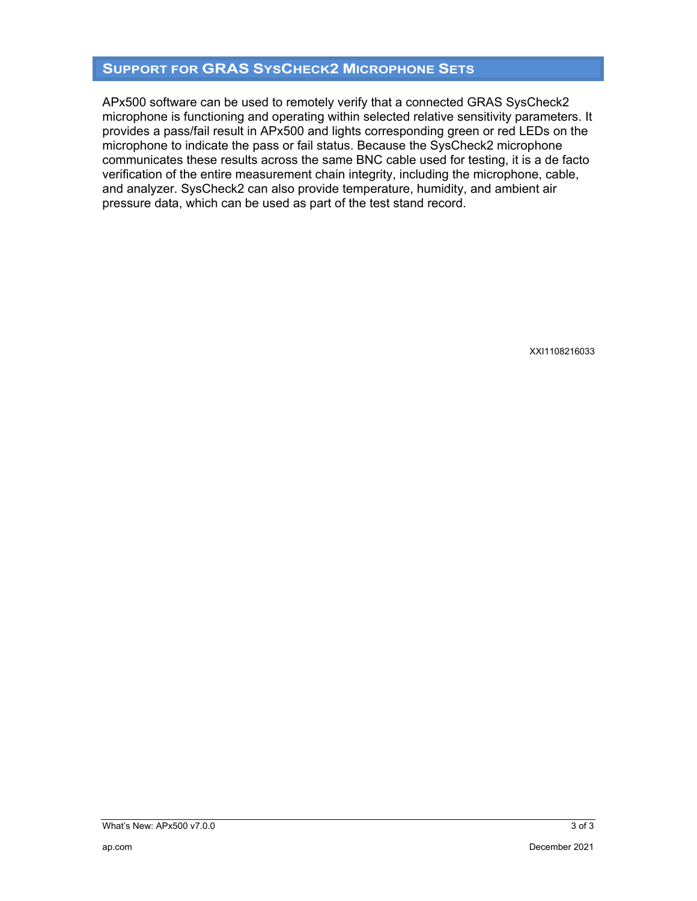## Support for GRAS SysCheck2 Microphone Sets

APx500 software can be used to remotely verify that a connected GRAS SysCheck2 microphone is functioning and operating within selected relative sensitivity parameters. It provides a pass/fail result in APx500 and lights corresponding green or red LEDs on the microphone to indicate the pass or fail status. Because the SysCheck2 microphone communicates these results across the same BNC cable used for testing, it is a de facto verification of the entire measurement chain integrity, including the microphone, cable, and analyzer. SysCheck2 can also provide temperature, humidity, and ambient air pressure data, which can be used as part of the test stand record.

XXI1108216033